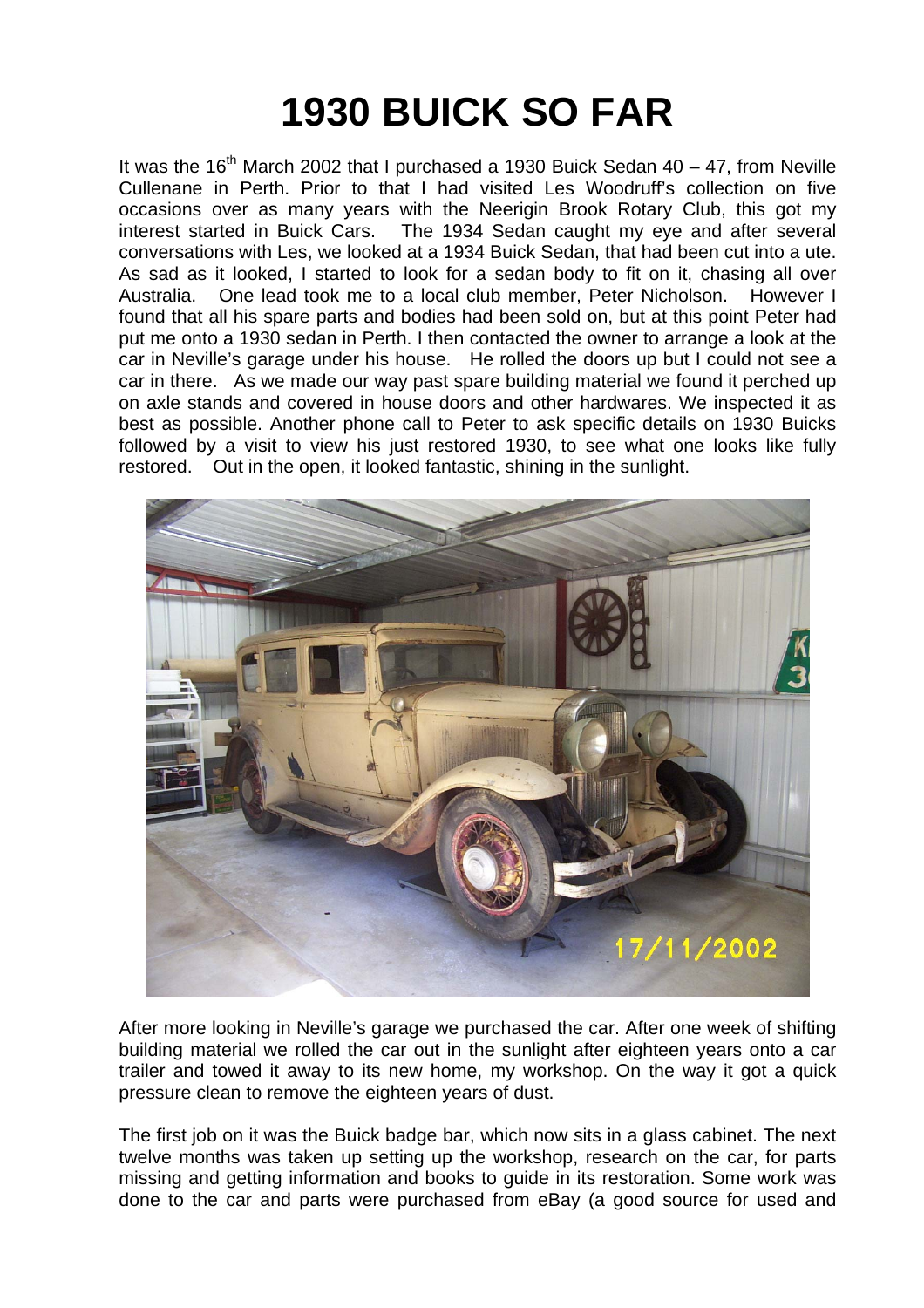# 1930 BUICK SO FAR

It was the 16th March 2002 that I purchased a 1930 Buick Sedan 40 – 47, from Neville Cullenane in Perth. Prior to that I had visited Les Woodruff's collection on five occasions over as many years with the Neerigin Brook Rotary Club, this got my interest started in Buick Cars. The 1934 Sedan caught my eye and after several conversations with Les, we looked at a 1934 Buick Sedan, that had been cut into a ute. As sad as it looked, I started to look for a sedan body to fit on it, chasing all over Australia. One lead took me to a local club member, Peter Nicholson. However I found that all his spare parts and bodies had been sold on, but at this point Peter had put me onto a 1930 sedan in Perth. I then contacted the owner to arrange a look at the car in Neville's garage under his house. He rolled the doors up but I could not see a car in there. As we made our way past spare building material we found it perched up on axle stands and covered in house doors and other hardwares. We inspected it as best as possible. Another phone call to Peter to ask specific details on 1930 Buicks followed by a visit to view his just restored 1930, to see what one looks like fully restored. Out in the open, it looked fantastic, shining in the sunlight.

After more looking in Neville's garage we purchased the car. After one week of shifting building material we rolled the car out in the sunlight after eighteen years onto a car trailer and towed it away to its new home, my workshop. On the way it got a quick pressure clean to remove the eighteen years of dust.

The first job on it was the Buick badge bar, which now sits in a glass cabinet. The next twelve months was taken up setting up the workshop, research on the car, for parts missing and getting information and books to guide in its restoration. Some work was done to the car and parts were purchased from eBay (a good source for used and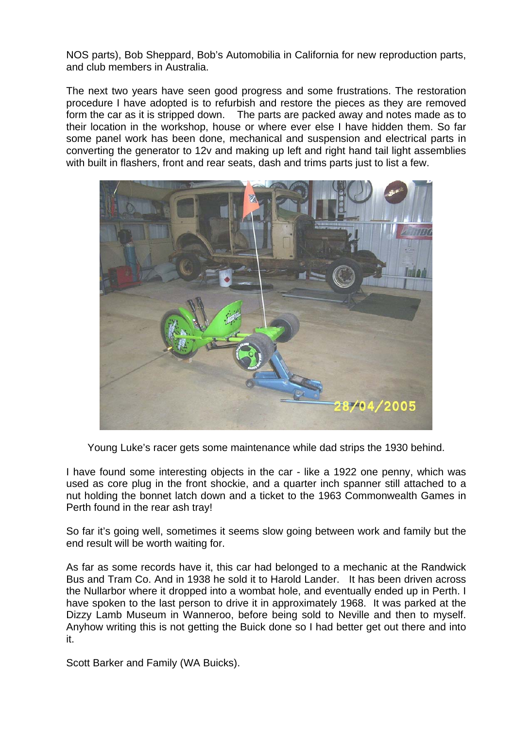NOS parts), Bob Sheppard, Bob's Automobilia in California for new reproduction parts, and club members in Australia.

The next two years have seen good progress and some frustrations. The restoration procedure I have adopted is to refurbish and restore the pieces as they are removed form the car as it is stripped down. The parts are packed away and notes made as to their location in the workshop, house or where ever else I have hidden them. So far some panel work has been done, mechanical and suspension and electrical parts in converting the generator to 12v and making up left and right hand tail light assemblies with built in flashers, front and rear seats, dash and trims parts just to list a few.

Young Luke's racer gets some maintenance while dad strips the 1930 behind.

I have found some interesting objects in the car - like a 1922 one penny, which was used as core plug in the front shockie, and a quarter inch spanner still attached to a nut holding the bonnet latch down and a ticket to the 1963 Commonwealth Games in Perth found in the rear ash tray!

So far it's going well, sometimes it seems slow going between work and family but the end result will be worth waiting for.

As far as some records have it, this car had belonged to a mechanic at the Randwick Bus and Tram Co. And in 1938 he sold it to Harold Lander. It has been driven across the Nullarbor where it dropped into a wombat hole, and eventually ended up in Perth. I have spoken to the last person to drive it in approximately 1968. It was parked at the Dizzy Lamb Museum in Wanneroo, before being sold to Neville and then to myself. Anyhow writing this is not getting the Buick done so I had better get out there and into it.

Scott Barker and Family (WA Buicks).